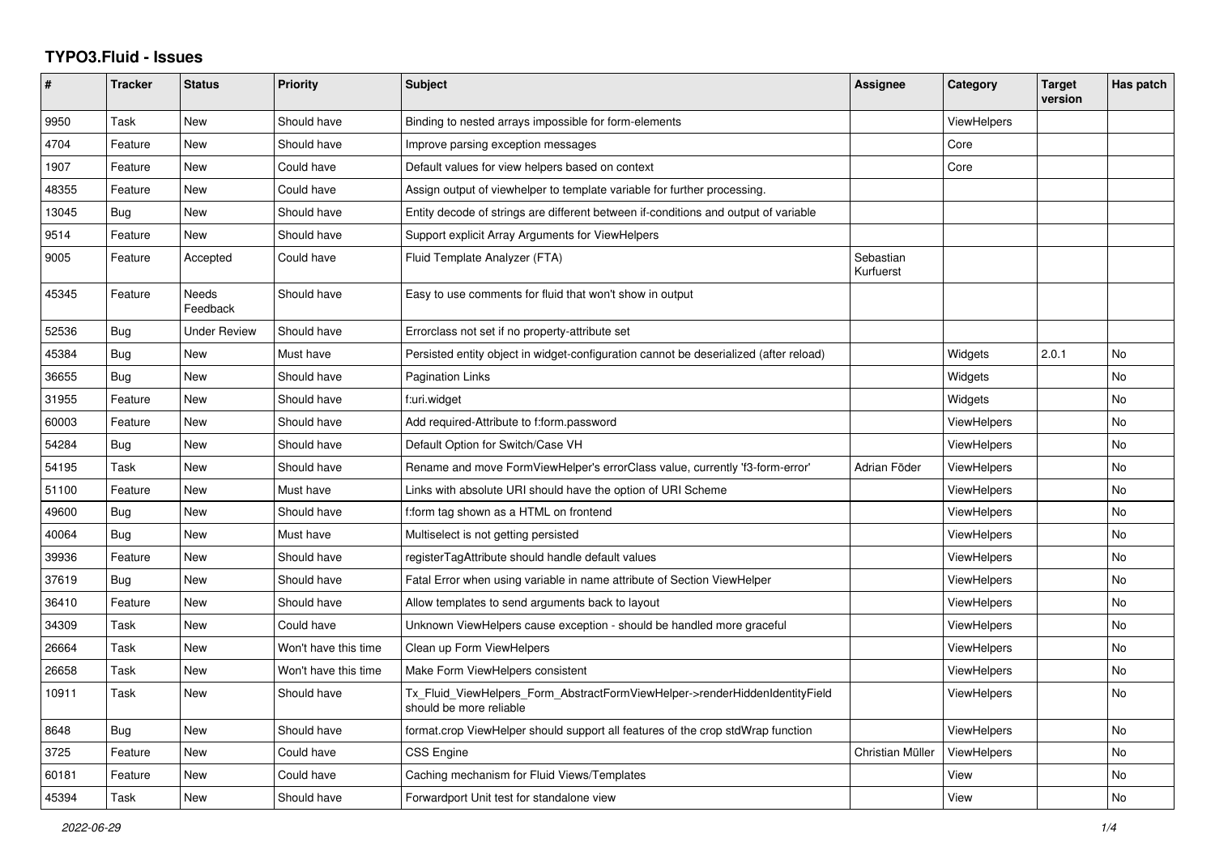# TYPO3.Fluid - Issues

| # | Tracker | Status | Priority | Subject | Assignee | Category | Target version | Has patch |
|---|---|---|---|---|---|---|---|---|
| 9950 | Task | New | Should have | Binding to nested arrays impossible for form-elements | | ViewHelpers | | |
| 4704 | Feature | New | Should have | Improve parsing exception messages | | Core | | |
| 1907 | Feature | New | Could have | Default values for view helpers based on context | | Core | | |
| 48355 | Feature | New | Could have | Assign output of viewhelper to template variable for further processing. | | | | |
| 13045 | Bug | New | Should have | Entity decode of strings are different between if-conditions and output of variable | | | | |
| 9514 | Feature | New | Should have | Support explicit Array Arguments for ViewHelpers | | | | |
| 9005 | Feature | Accepted | Could have | Fluid Template Analyzer (FTA) | Sebastian Kurfuerst | | | |
| 45345 | Feature | Needs Feedback | Should have | Easy to use comments for fluid that won't show in output | | | | |
| 52536 | Bug | Under Review | Should have | Errorclass not set if no property-attribute set | | | | |
| 45384 | Bug | New | Must have | Persisted entity object in widget-configuration cannot be deserialized (after reload) | | Widgets | 2.0.1 | No |
| 36655 | Bug | New | Should have | Pagination Links | | Widgets | | No |
| 31955 | Feature | New | Should have | f:uri.widget | | Widgets | | No |
| 60003 | Feature | New | Should have | Add required-Attribute to f:form.password | | ViewHelpers | | No |
| 54284 | Bug | New | Should have | Default Option for Switch/Case VH | | ViewHelpers | | No |
| 54195 | Task | New | Should have | Rename and move FormViewHelper's errorClass value, currently 'f3-form-error' | Adrian Föder | ViewHelpers | | No |
| 51100 | Feature | New | Must have | Links with absolute URI should have the option of URI Scheme | | ViewHelpers | | No |
| 49600 | Bug | New | Should have | f:form tag shown as a HTML on frontend | | ViewHelpers | | No |
| 40064 | Bug | New | Must have | Multiselect is not getting persisted | | ViewHelpers | | No |
| 39936 | Feature | New | Should have | registerTagAttribute should handle default values | | ViewHelpers | | No |
| 37619 | Bug | New | Should have | Fatal Error when using variable in name attribute of Section ViewHelper | | ViewHelpers | | No |
| 36410 | Feature | New | Should have | Allow templates to send arguments back to layout | | ViewHelpers | | No |
| 34309 | Task | New | Could have | Unknown ViewHelpers cause exception - should be handled more graceful | | ViewHelpers | | No |
| 26664 | Task | New | Won't have this time | Clean up Form ViewHelpers | | ViewHelpers | | No |
| 26658 | Task | New | Won't have this time | Make Form ViewHelpers consistent | | ViewHelpers | | No |
| 10911 | Task | New | Should have | Tx_Fluid_ViewHelpers_Form_AbstractFormViewHelper->renderHiddenIdentityField should be more reliable | | ViewHelpers | | No |
| 8648 | Bug | New | Should have | format.crop ViewHelper should support all features of the crop stdWrap function | | ViewHelpers | | No |
| 3725 | Feature | New | Could have | CSS Engine | Christian Müller | ViewHelpers | | No |
| 60181 | Feature | New | Could have | Caching mechanism for Fluid Views/Templates | | View | | No |
| 45394 | Task | New | Should have | Forwardport Unit test for standalone view | | View | | No |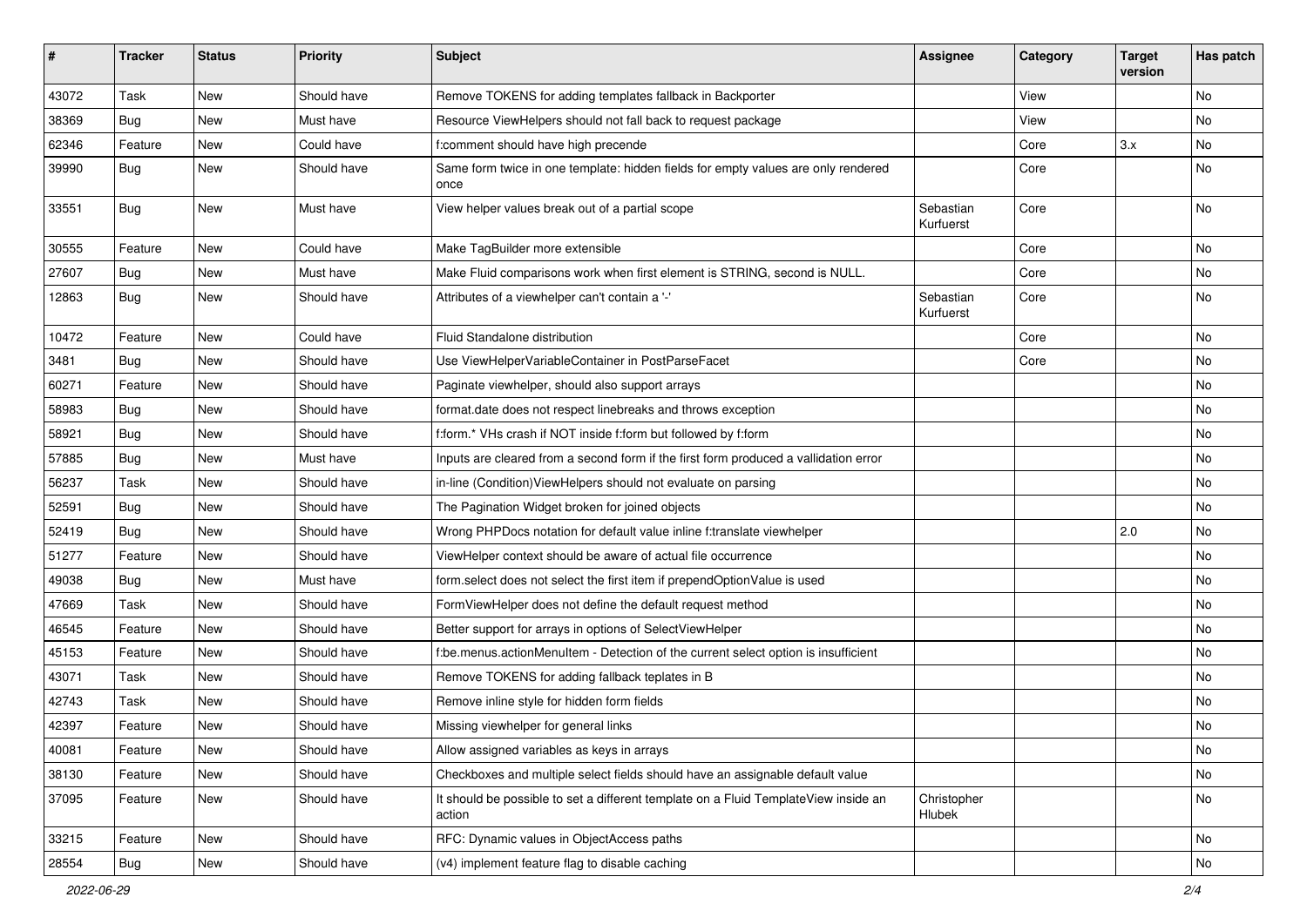| # | Tracker | Status | Priority | Subject | Assignee | Category | Target version | Has patch |
|---|---|---|---|---|---|---|---|---|
| 43072 | Task | New | Should have | Remove TOKENS for adding templates fallback in Backporter | | View | | No |
| 38369 | Bug | New | Must have | Resource ViewHelpers should not fall back to request package | | View | | No |
| 62346 | Feature | New | Could have | f:comment should have high precende | | Core | 3.x | No |
| 39990 | Bug | New | Should have | Same form twice in one template: hidden fields for empty values are only rendered once | | Core | | No |
| 33551 | Bug | New | Must have | View helper values break out of a partial scope | Sebastian Kurfuerst | Core | | No |
| 30555 | Feature | New | Could have | Make TagBuilder more extensible | | Core | | No |
| 27607 | Bug | New | Must have | Make Fluid comparisons work when first element is STRING, second is NULL. | | Core | | No |
| 12863 | Bug | New | Should have | Attributes of a viewhelper can't contain a '-' | Sebastian Kurfuerst | Core | | No |
| 10472 | Feature | New | Could have | Fluid Standalone distribution | | Core | | No |
| 3481 | Bug | New | Should have | Use ViewHelperVariableContainer in PostParseFacet | | Core | | No |
| 60271 | Feature | New | Should have | Paginate viewhelper, should also support arrays | | | | No |
| 58983 | Bug | New | Should have | format.date does not respect linebreaks and throws exception | | | | No |
| 58921 | Bug | New | Should have | f:form.* VHs crash if NOT inside f:form but followed by f:form | | | | No |
| 57885 | Bug | New | Must have | Inputs are cleared from a second form if the first form produced a vallidation error | | | | No |
| 56237 | Task | New | Should have | in-line (Condition)ViewHelpers should not evaluate on parsing | | | | No |
| 52591 | Bug | New | Should have | The Pagination Widget broken for joined objects | | | | No |
| 52419 | Bug | New | Should have | Wrong PHPDocs notation for default value inline f:translate viewhelper | | | 2.0 | No |
| 51277 | Feature | New | Should have | ViewHelper context should be aware of actual file occurrence | | | | No |
| 49038 | Bug | New | Must have | form.select does not select the first item if prependOptionValue is used | | | | No |
| 47669 | Task | New | Should have | FormViewHelper does not define the default request method | | | | No |
| 46545 | Feature | New | Should have | Better support for arrays in options of SelectViewHelper | | | | No |
| 45153 | Feature | New | Should have | f:be.menus.actionMenuItem - Detection of the current select option is insufficient | | | | No |
| 43071 | Task | New | Should have | Remove TOKENS for adding fallback teplates in B | | | | No |
| 42743 | Task | New | Should have | Remove inline style for hidden form fields | | | | No |
| 42397 | Feature | New | Should have | Missing viewhelper for general links | | | | No |
| 40081 | Feature | New | Should have | Allow assigned variables as keys in arrays | | | | No |
| 38130 | Feature | New | Should have | Checkboxes and multiple select fields should have an assignable default value | | | | No |
| 37095 | Feature | New | Should have | It should be possible to set a different template on a Fluid TemplateView inside an action | Christopher Hlubek | | | No |
| 33215 | Feature | New | Should have | RFC: Dynamic values in ObjectAccess paths | | | | No |
| 28554 | Bug | New | Should have | (v4) implement feature flag to disable caching | | | | No |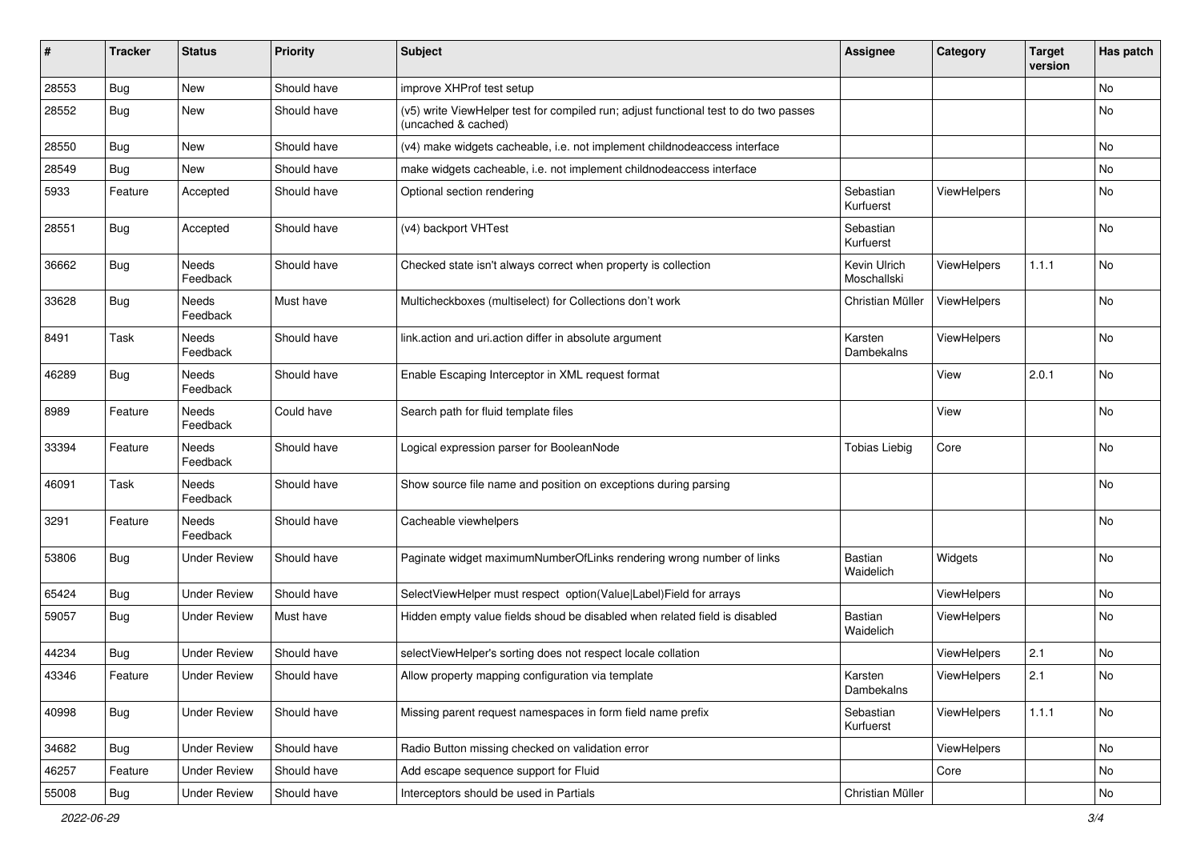| # | Tracker | Status | Priority | Subject | Assignee | Category | Target version | Has patch |
|---|---|---|---|---|---|---|---|---|
| 28553 | Bug | New | Should have | improve XHProf test setup | | | | No |
| 28552 | Bug | New | Should have | (v5) write ViewHelper test for compiled run; adjust functional test to do two passes (uncached & cached) | | | | No |
| 28550 | Bug | New | Should have | (v4) make widgets cacheable, i.e. not implement childnodeaccess interface | | | | No |
| 28549 | Bug | New | Should have | make widgets cacheable, i.e. not implement childnodeaccess interface | | | | No |
| 5933 | Feature | Accepted | Should have | Optional section rendering | Sebastian Kurfuerst | ViewHelpers | | No |
| 28551 | Bug | Accepted | Should have | (v4) backport VHTest | Sebastian Kurfuerst | | | No |
| 36662 | Bug | Needs Feedback | Should have | Checked state isn't always correct when property is collection | Kevin Ulrich Moschallski | ViewHelpers | 1.1.1 | No |
| 33628 | Bug | Needs Feedback | Must have | Multicheckboxes (multiselect) for Collections don't work | Christian Müller | ViewHelpers | | No |
| 8491 | Task | Needs Feedback | Should have | link.action and uri.action differ in absolute argument | Karsten Dambekalns | ViewHelpers | | No |
| 46289 | Bug | Needs Feedback | Should have | Enable Escaping Interceptor in XML request format | | View | 2.0.1 | No |
| 8989 | Feature | Needs Feedback | Could have | Search path for fluid template files | | View | | No |
| 33394 | Feature | Needs Feedback | Should have | Logical expression parser for BooleanNode | Tobias Liebig | Core | | No |
| 46091 | Task | Needs Feedback | Should have | Show source file name and position on exceptions during parsing | | | | No |
| 3291 | Feature | Needs Feedback | Should have | Cacheable viewhelpers | | | | No |
| 53806 | Bug | Under Review | Should have | Paginate widget maximumNumberOfLinks rendering wrong number of links | Bastian Waidelich | Widgets | | No |
| 65424 | Bug | Under Review | Should have | SelectViewHelper must respect option(Value\|Label)Field for arrays | | ViewHelpers | | No |
| 59057 | Bug | Under Review | Must have | Hidden empty value fields shoud be disabled when related field is disabled | Bastian Waidelich | ViewHelpers | | No |
| 44234 | Bug | Under Review | Should have | selectViewHelper's sorting does not respect locale collation | | ViewHelpers | 2.1 | No |
| 43346 | Feature | Under Review | Should have | Allow property mapping configuration via template | Karsten Dambekalns | ViewHelpers | 2.1 | No |
| 40998 | Bug | Under Review | Should have | Missing parent request namespaces in form field name prefix | Sebastian Kurfuerst | ViewHelpers | 1.1.1 | No |
| 34682 | Bug | Under Review | Should have | Radio Button missing checked on validation error | | ViewHelpers | | No |
| 46257 | Feature | Under Review | Should have | Add escape sequence support for Fluid | | Core | | No |
| 55008 | Bug | Under Review | Should have | Interceptors should be used in Partials | Christian Müller | | | No |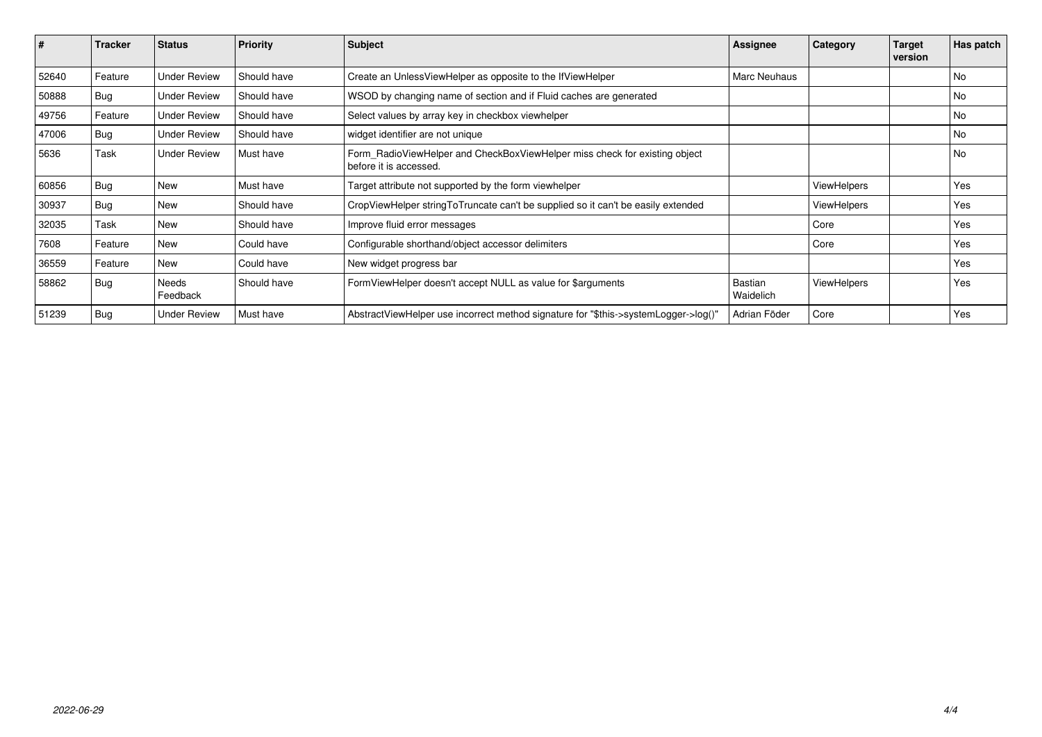| # | Tracker | Status | Priority | Subject | Assignee | Category | Target version | Has patch |
|---|---|---|---|---|---|---|---|---|
| 52640 | Feature | Under Review | Should have | Create an UnlessViewHelper as opposite to the IfViewHelper | Marc Neuhaus | | | No |
| 50888 | Bug | Under Review | Should have | WSOD by changing name of section and if Fluid caches are generated | | | | No |
| 49756 | Feature | Under Review | Should have | Select values by array key in checkbox viewhelper | | | | No |
| 47006 | Bug | Under Review | Should have | widget identifier are not unique | | | | No |
| 5636 | Task | Under Review | Must have | Form_RadioViewHelper and CheckBoxViewHelper miss check for existing object before it is accessed. | | | | No |
| 60856 | Bug | New | Must have | Target attribute not supported by the form viewhelper | | ViewHelpers | | Yes |
| 30937 | Bug | New | Should have | CropViewHelper stringToTruncate can't be supplied so it can't be easily extended | | ViewHelpers | | Yes |
| 32035 | Task | New | Should have | Improve fluid error messages | | Core | | Yes |
| 7608 | Feature | New | Could have | Configurable shorthand/object accessor delimiters | | Core | | Yes |
| 36559 | Feature | New | Could have | New widget progress bar | | | | Yes |
| 58862 | Bug | Needs Feedback | Should have | FormViewHelper doesn't accept NULL as value for $arguments | Bastian Waidelich | ViewHelpers | | Yes |
| 51239 | Bug | Under Review | Must have | AbstractViewHelper use incorrect method signature for "$this->systemLogger->log()" | Adrian Föder | Core | | Yes |

2022-06-29